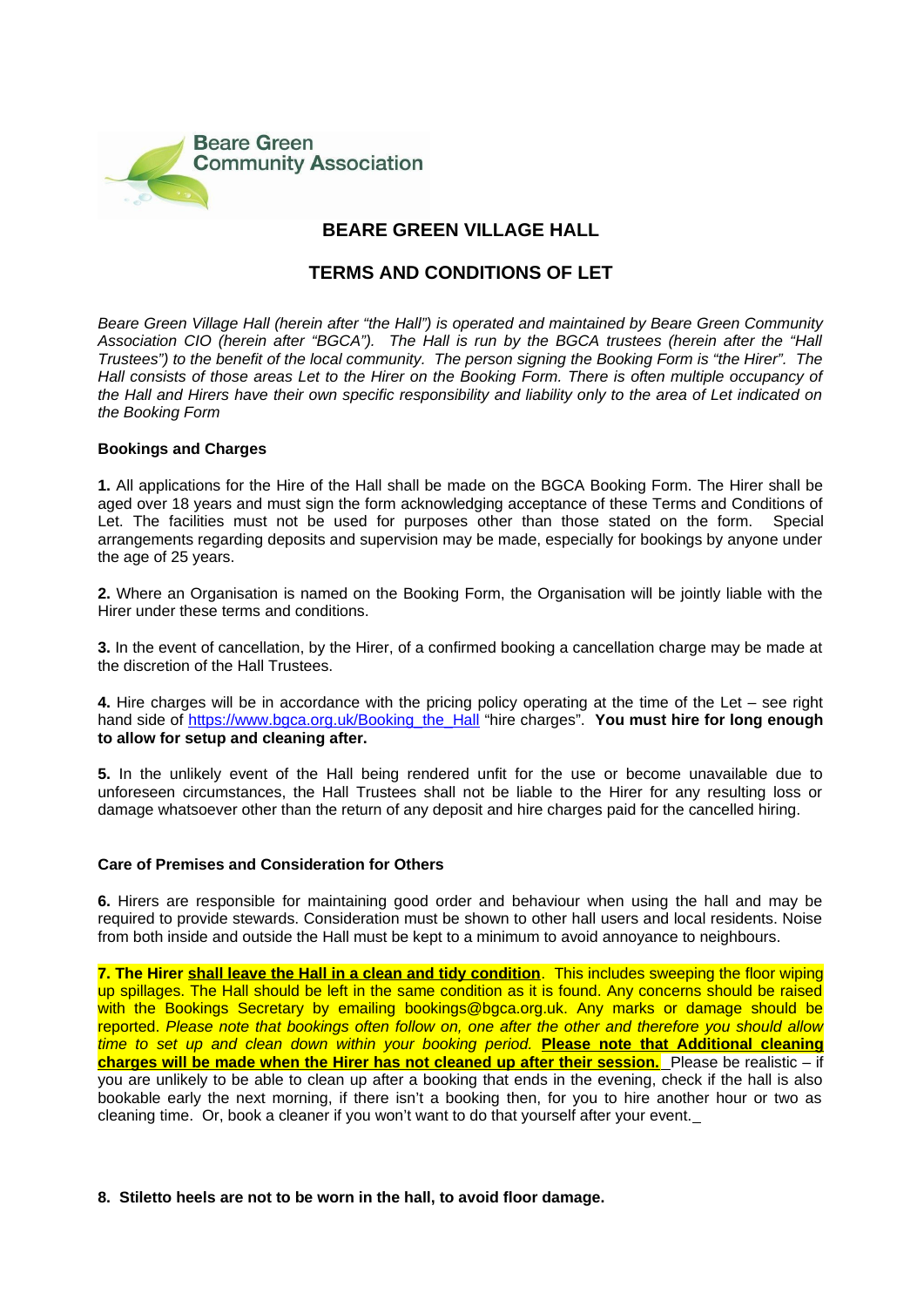Beare Green Community Association

# BEARE GREEN VILLAGE HALL

## TERMS AND CONDITIONS OF LET

*Beare Green Village Hall (herein after "the Hall") is operated and maintained by Beare Green Community Association CIO (herein after "BGCA"). The Hall is run by the BGCA trustees (herein after the "Hall Trustees") to the benefit of the local community. The person signing the Booking Form is "the Hirer". The Hall consists of those areas Let to the Hirer on the Booking Form. There is often multiple occupancy of the Hall and Hirers have their own specific responsibility and liability only to the area of Let indicated on the Booking Form*

**Bookings and Charges**

**1.** All applications for the Hire of the Hall shall be made on the BGCA Booking Form. The Hirer shall be aged over 18 years and must sign the form acknowledging acceptance of these Terms and Conditions of Let. The facilities must not be used for purposes other than those stated on the form. Special arrangements regarding deposits and supervision may be made, especially for bookings by anyone under the age of 25 years.

**2.** Where an Organisation is named on the Booking Form, the Organisation will be jointly liable with the Hirer under these terms and conditions.

**3.** In the event of cancellation, by the Hirer, of a confirmed booking a cancellation charge may be made at the discretion of the Hall Trustees.

**4.** Hire charges will be in accordance with the pricing policy operating at the time of the Let – see right hand side of https://www.bgca.org.uk/Booking_the_Hall "hire charges". **You must hire for long enough to allow for setup and cleaning after.**

**5.** In the unlikely event of the Hall being rendered unfit for the use or become unavailable due to unforeseen circumstances, the Hall Trustees shall not be liable to the Hirer for any resulting loss or damage whatsoever other than the return of any deposit and hire charges paid for the cancelled hiring.

**Care of Premises and Consideration for Others**

**6.** Hirers are responsible for maintaining good order and behaviour when using the hall and may be required to provide stewards. Consideration must be shown to other hall users and local residents. Noise from both inside and outside the Hall must be kept to a minimum to avoid annoyance to neighbours.

**7. The Hirer <u>shall leave the Hall in a clean and tidy condition</u>**. This includes sweeping the floor wiping up spillages. The Hall should be left in the same condition as it is found. Any concerns should be raised with the Bookings Secretary by emailing bookings@bgca.org.uk. Any marks or damage should be reported. *Please note that bookings often follow on, one after the other and therefore you should allow time to set up and clean down within your booking period.* **<u>Please note that Additional cleaning charges will be made when the Hirer has not cleaned up after their session.</u>** Please be realistic – if you are unlikely to be able to clean up after a booking that ends in the evening, check if the hall is also bookable early the next morning, if there isn't a booking then, for you to hire another hour or two as cleaning time. Or, book a cleaner if you won't want to do that yourself after your event.

**8. Stiletto heels are not to be worn in the hall, to avoid floor damage.**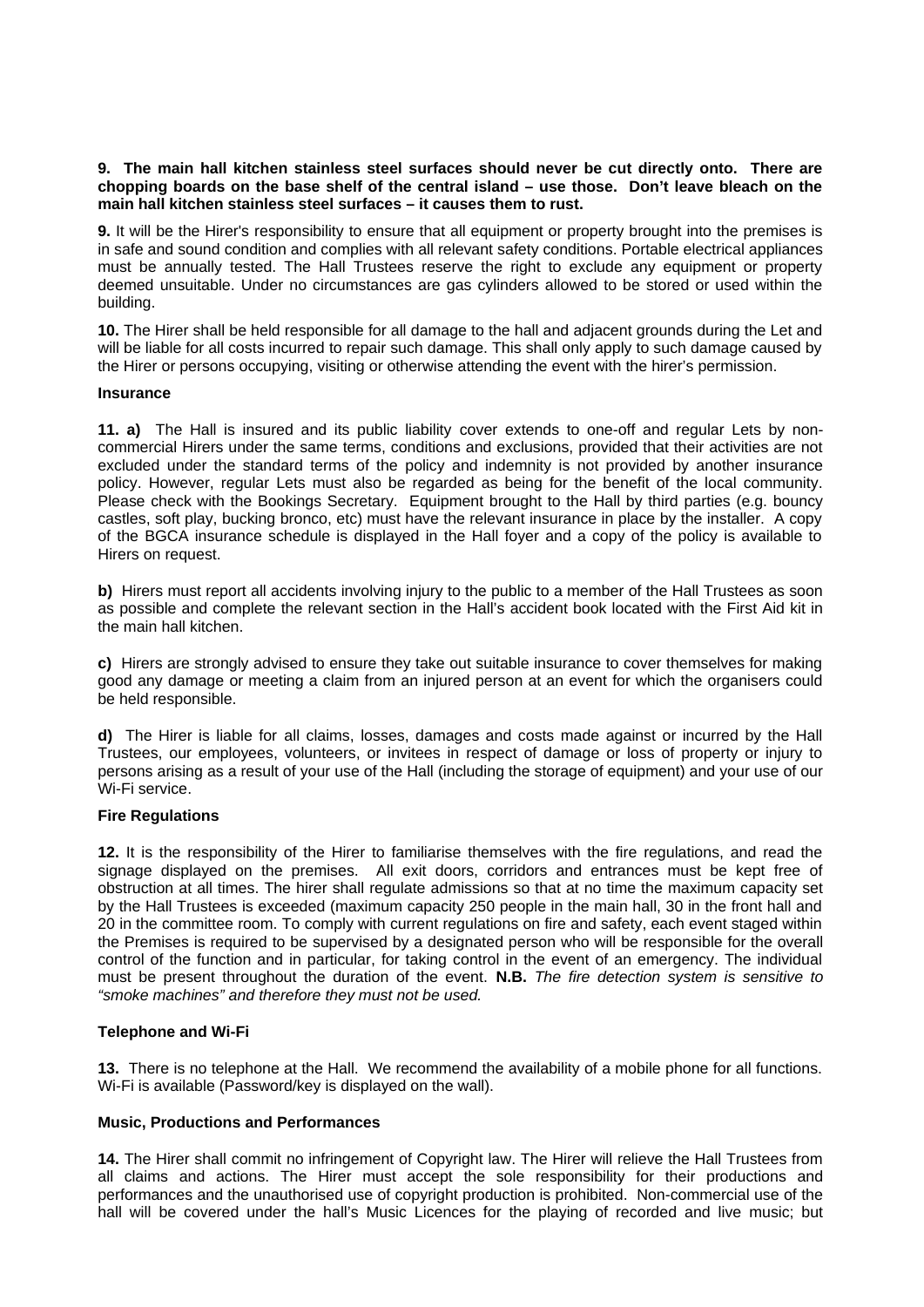**9. The main hall kitchen stainless steel surfaces should never be cut directly onto. There are chopping boards on the base shelf of the central island – use those. Don't leave bleach on the main hall kitchen stainless steel surfaces – it causes them to rust.**

**9.** It will be the Hirer's responsibility to ensure that all equipment or property brought into the premises is in safe and sound condition and complies with all relevant safety conditions. Portable electrical appliances must be annually tested. The Hall Trustees reserve the right to exclude any equipment or property deemed unsuitable. Under no circumstances are gas cylinders allowed to be stored or used within the building.

**10.** The Hirer shall be held responsible for all damage to the hall and adjacent grounds during the Let and will be liable for all costs incurred to repair such damage. This shall only apply to such damage caused by the Hirer or persons occupying, visiting or otherwise attending the event with the hirer's permission.

**Insurance**

**11. a)** The Hall is insured and its public liability cover extends to one-off and regular Lets by non-commercial Hirers under the same terms, conditions and exclusions, provided that their activities are not excluded under the standard terms of the policy and indemnity is not provided by another insurance policy. However, regular Lets must also be regarded as being for the benefit of the local community. Please check with the Bookings Secretary. Equipment brought to the Hall by third parties (e.g. bouncy castles, soft play, bucking bronco, etc) must have the relevant insurance in place by the installer. A copy of the BGCA insurance schedule is displayed in the Hall foyer and a copy of the policy is available to Hirers on request.

**b)** Hirers must report all accidents involving injury to the public to a member of the Hall Trustees as soon as possible and complete the relevant section in the Hall's accident book located with the First Aid kit in the main hall kitchen.

**c)** Hirers are strongly advised to ensure they take out suitable insurance to cover themselves for making good any damage or meeting a claim from an injured person at an event for which the organisers could be held responsible.

**d)** The Hirer is liable for all claims, losses, damages and costs made against or incurred by the Hall Trustees, our employees, volunteers, or invitees in respect of damage or loss of property or injury to persons arising as a result of your use of the Hall (including the storage of equipment) and your use of our Wi-Fi service.

**Fire Regulations**

**12.** It is the responsibility of the Hirer to familiarise themselves with the fire regulations, and read the signage displayed on the premises. All exit doors, corridors and entrances must be kept free of obstruction at all times. The hirer shall regulate admissions so that at no time the maximum capacity set by the Hall Trustees is exceeded (maximum capacity 250 people in the main hall, 30 in the front hall and 20 in the committee room. To comply with current regulations on fire and safety, each event staged within the Premises is required to be supervised by a designated person who will be responsible for the overall control of the function and in particular, for taking control in the event of an emergency. The individual must be present throughout the duration of the event. **N.B.** *The fire detection system is sensitive to "smoke machines" and therefore they must not be used.*

**Telephone and Wi-Fi**

**13.** There is no telephone at the Hall. We recommend the availability of a mobile phone for all functions. Wi-Fi is available (Password/key is displayed on the wall).

**Music, Productions and Performances**

**14.** The Hirer shall commit no infringement of Copyright law. The Hirer will relieve the Hall Trustees from all claims and actions. The Hirer must accept the sole responsibility for their productions and performances and the unauthorised use of copyright production is prohibited. Non-commercial use of the hall will be covered under the hall's Music Licences for the playing of recorded and live music; but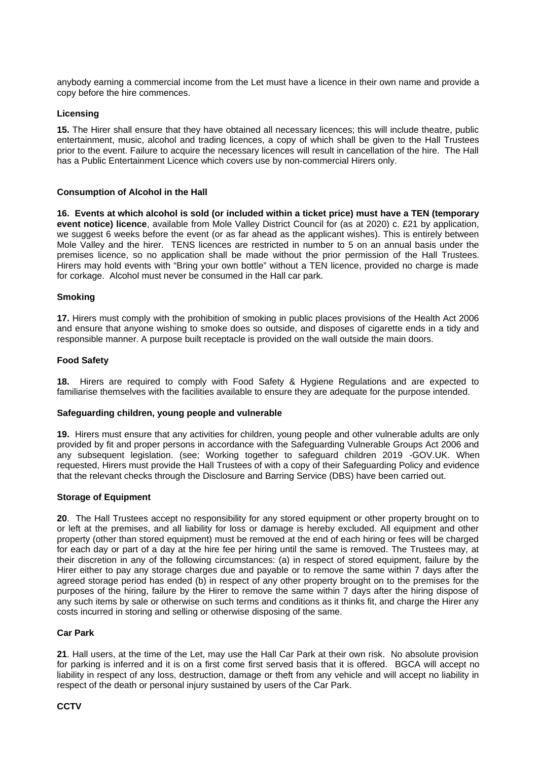anybody earning a commercial income from the Let must have a licence in their own name and provide a copy before the hire commences.

### Licensing

**15.** The Hirer shall ensure that they have obtained all necessary licences; this will include theatre, public entertainment, music, alcohol and trading licences, a copy of which shall be given to the Hall Trustees prior to the event. Failure to acquire the necessary licences will result in cancellation of the hire. The Hall has a Public Entertainment Licence which covers use by non-commercial Hirers only.

### Consumption of Alcohol in the Hall

**16. Events at which alcohol is sold (or included within a ticket price) must have a TEN (temporary event notice) licence**, available from Mole Valley District Council for (as at 2020) c. £21 by application, we suggest 6 weeks before the event (or as far ahead as the applicant wishes). This is entirely between Mole Valley and the hirer. TENS licences are restricted in number to 5 on an annual basis under the premises licence, so no application shall be made without the prior permission of the Hall Trustees. Hirers may hold events with "Bring your own bottle" without a TEN licence, provided no charge is made for corkage. Alcohol must never be consumed in the Hall car park.

### Smoking

**17.** Hirers must comply with the prohibition of smoking in public places provisions of the Health Act 2006 and ensure that anyone wishing to smoke does so outside, and disposes of cigarette ends in a tidy and responsible manner. A purpose built receptacle is provided on the wall outside the main doors.

### Food Safety

**18.** Hirers are required to comply with Food Safety & Hygiene Regulations and are expected to familiarise themselves with the facilities available to ensure they are adequate for the purpose intended.

### Safeguarding children, young people and vulnerable

**19.** Hirers must ensure that any activities for children, young people and other vulnerable adults are only provided by fit and proper persons in accordance with the Safeguarding Vulnerable Groups Act 2006 and any subsequent legislation. (see; Working together to safeguard children 2019 -GOV.UK. When requested, Hirers must provide the Hall Trustees of with a copy of their Safeguarding Policy and evidence that the relevant checks through the Disclosure and Barring Service (DBS) have been carried out.

### Storage of Equipment

**20**. The Hall Trustees accept no responsibility for any stored equipment or other property brought on to or left at the premises, and all liability for loss or damage is hereby excluded. All equipment and other property (other than stored equipment) must be removed at the end of each hiring or fees will be charged for each day or part of a day at the hire fee per hiring until the same is removed. The Trustees may, at their discretion in any of the following circumstances: (a) in respect of stored equipment, failure by the Hirer either to pay any storage charges due and payable or to remove the same within 7 days after the agreed storage period has ended (b) in respect of any other property brought on to the premises for the purposes of the hiring, failure by the Hirer to remove the same within 7 days after the hiring dispose of any such items by sale or otherwise on such terms and conditions as it thinks fit, and charge the Hirer any costs incurred in storing and selling or otherwise disposing of the same.

### Car Park

**21**. Hall users, at the time of the Let, may use the Hall Car Park at their own risk. No absolute provision for parking is inferred and it is on a first come first served basis that it is offered. BGCA will accept no liability in respect of any loss, destruction, damage or theft from any vehicle and will accept no liability in respect of the death or personal injury sustained by users of the Car Park.

### CCTV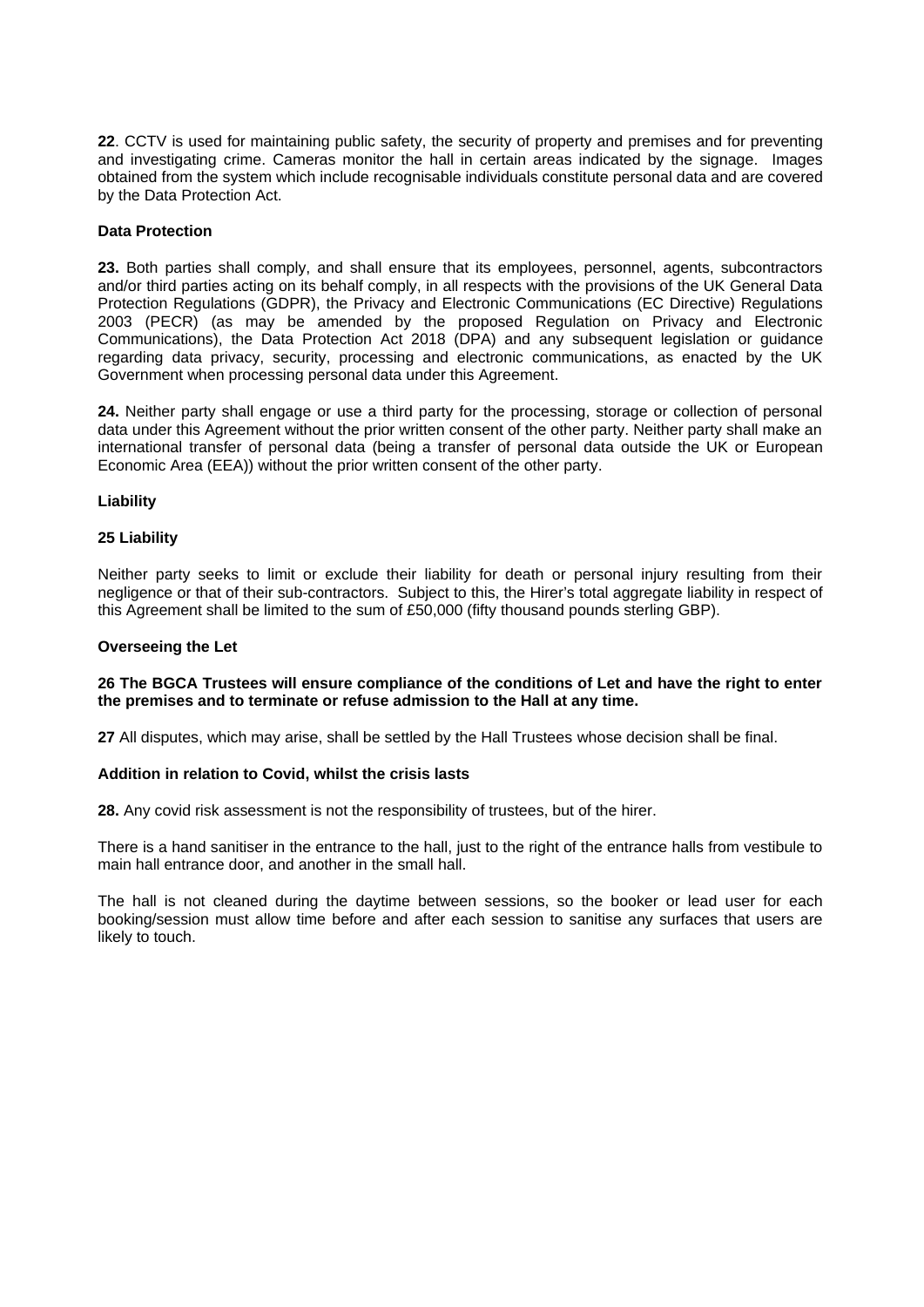**22**. CCTV is used for maintaining public safety, the security of property and premises and for preventing and investigating crime. Cameras monitor the hall in certain areas indicated by the signage. Images obtained from the system which include recognisable individuals constitute personal data and are covered by the Data Protection Act.

**Data Protection**

**23.** Both parties shall comply, and shall ensure that its employees, personnel, agents, subcontractors and/or third parties acting on its behalf comply, in all respects with the provisions of the UK General Data Protection Regulations (GDPR), the Privacy and Electronic Communications (EC Directive) Regulations 2003 (PECR) (as may be amended by the proposed Regulation on Privacy and Electronic Communications), the Data Protection Act 2018 (DPA) and any subsequent legislation or guidance regarding data privacy, security, processing and electronic communications, as enacted by the UK Government when processing personal data under this Agreement.

**24.** Neither party shall engage or use a third party for the processing, storage or collection of personal data under this Agreement without the prior written consent of the other party. Neither party shall make an international transfer of personal data (being a transfer of personal data outside the UK or European Economic Area (EEA)) without the prior written consent of the other party.

**Liability**

**25 Liability**

Neither party seeks to limit or exclude their liability for death or personal injury resulting from their negligence or that of their sub-contractors. Subject to this, the Hirer's total aggregate liability in respect of this Agreement shall be limited to the sum of £50,000 (fifty thousand pounds sterling GBP).

**Overseeing the Let**

**26 The BGCA Trustees will ensure compliance of the conditions of Let and have the right to enter the premises and to terminate or refuse admission to the Hall at any time.**

**27** All disputes, which may arise, shall be settled by the Hall Trustees whose decision shall be final.

**Addition in relation to Covid, whilst the crisis lasts**

**28.** Any covid risk assessment is not the responsibility of trustees, but of the hirer.

There is a hand sanitiser in the entrance to the hall, just to the right of the entrance halls from vestibule to main hall entrance door, and another in the small hall.

The hall is not cleaned during the daytime between sessions, so the booker or lead user for each booking/session must allow time before and after each session to sanitise any surfaces that users are likely to touch.